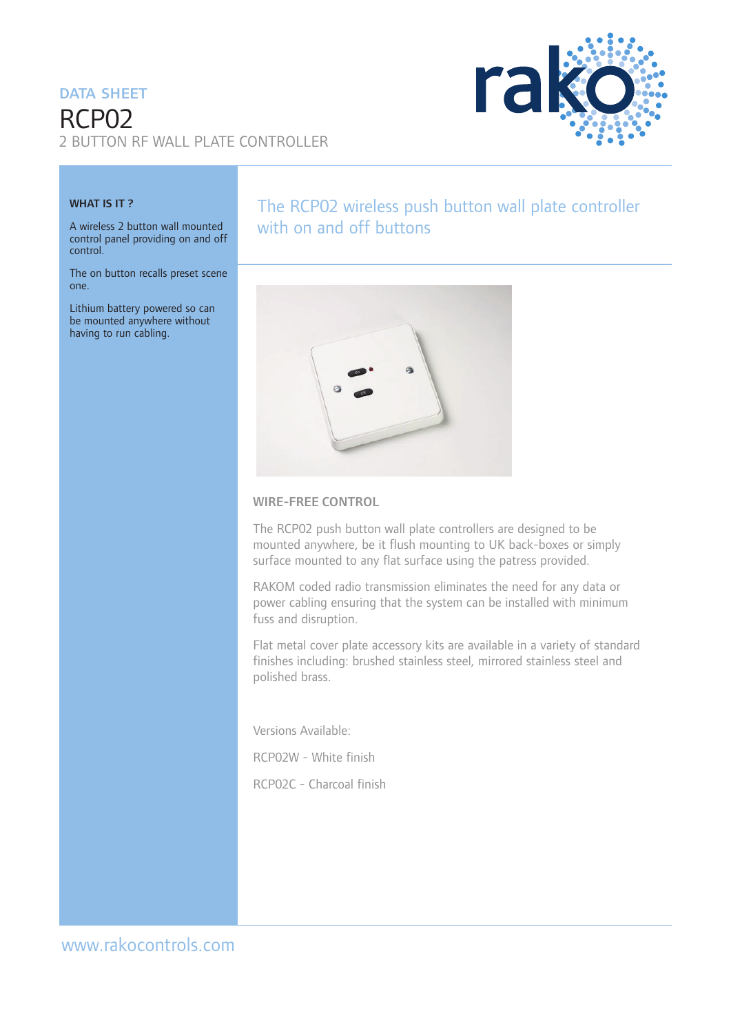DATA SHEET

# RCP02

## 2 BUTTON RF WALL PLATE CONTROLLER

**WHAT IS IT ?**

A wireless 2 button wall mounted control panel providing on and off control.

The on button recalls preset scene one.

Lithium battery powered so can be mounted anywhere without having to run cabling.

## The RCP02 wireless push button wall plate controller with on and off buttons

### WIRE-FREE CONTROL

The RCP02 push button wall plate controllers are designed to be mounted anywhere, be it flush mounting to UK back-boxes or simply surface mounted to any flat surface using the patress provided.

RAKOM coded radio transmission eliminates the need for any data or power cabling ensuring that the system can be installed with minimum fuss and disruption.

Flat metal cover plate accessory kits are available in a variety of standard finishes including: brushed stainless steel, mirrored stainless steel and polished brass.

Versions Available:

RCP02W - White finish

RCP02C - Charcoal finish

www.rakocontrols.com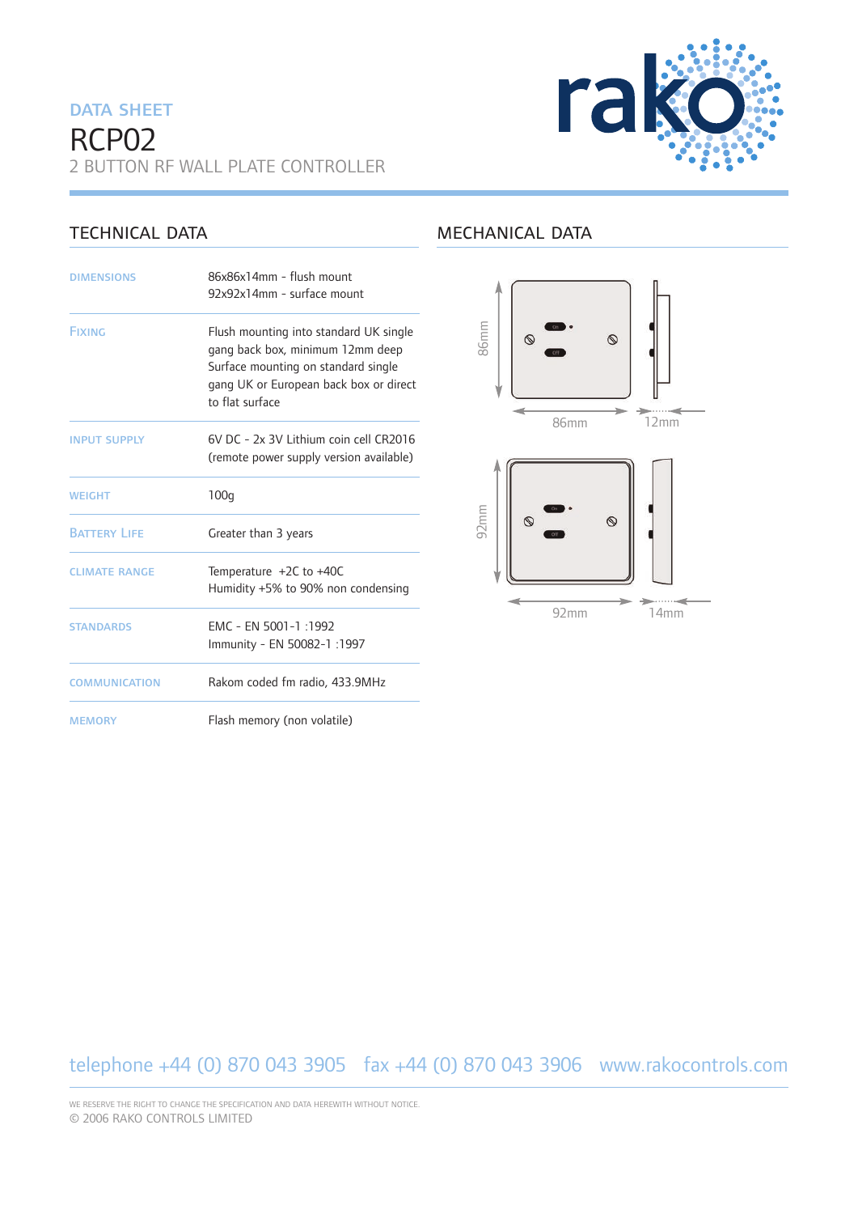DATA SHEET

# RCP02

## 2 BUTTON RF WALL PLATE CONTROLLER

## TECHNICAL DATA

| | |
|---|---|
| DIMENSIONS | 86x86x14mm - flush mount<br>92x92x14mm - surface mount |
| FIXING | Flush mounting into standard UK single gang back box, minimum 12mm deep<br>Surface mounting on standard single gang UK or European back box or direct to flat surface |
| INPUT SUPPLY | 6V DC - 2x 3V Lithium coin cell CR2016 (remote power supply version available) |
| WEIGHT | 100g |
| BATTERY LIFE | Greater than 3 years |
| CLIMATE RANGE | Temperature +2C to +40C<br>Humidity +5% to 90% non condensing |
| STANDARDS | EMC - EN 5001-1 :1992<br>Immunity - EN 50082-1 :1997 |
| COMMUNICATION | Rakom coded fm radio, 433.9MHz |
| MEMORY | Flash memory (non volatile) |

## MECHANICAL DATA

86mm
86mm
12mm

92mm
92mm
14mm

telephone +44 (0) 870 043 3905 fax +44 (0) 870 043 3906 www.rakocontrols.com

WE RESERVE THE RIGHT TO CHANGE THE SPECIFICATION AND DATA HEREWITH WITHOUT NOTICE.
© 2006 RAKO CONTROLS LIMITED